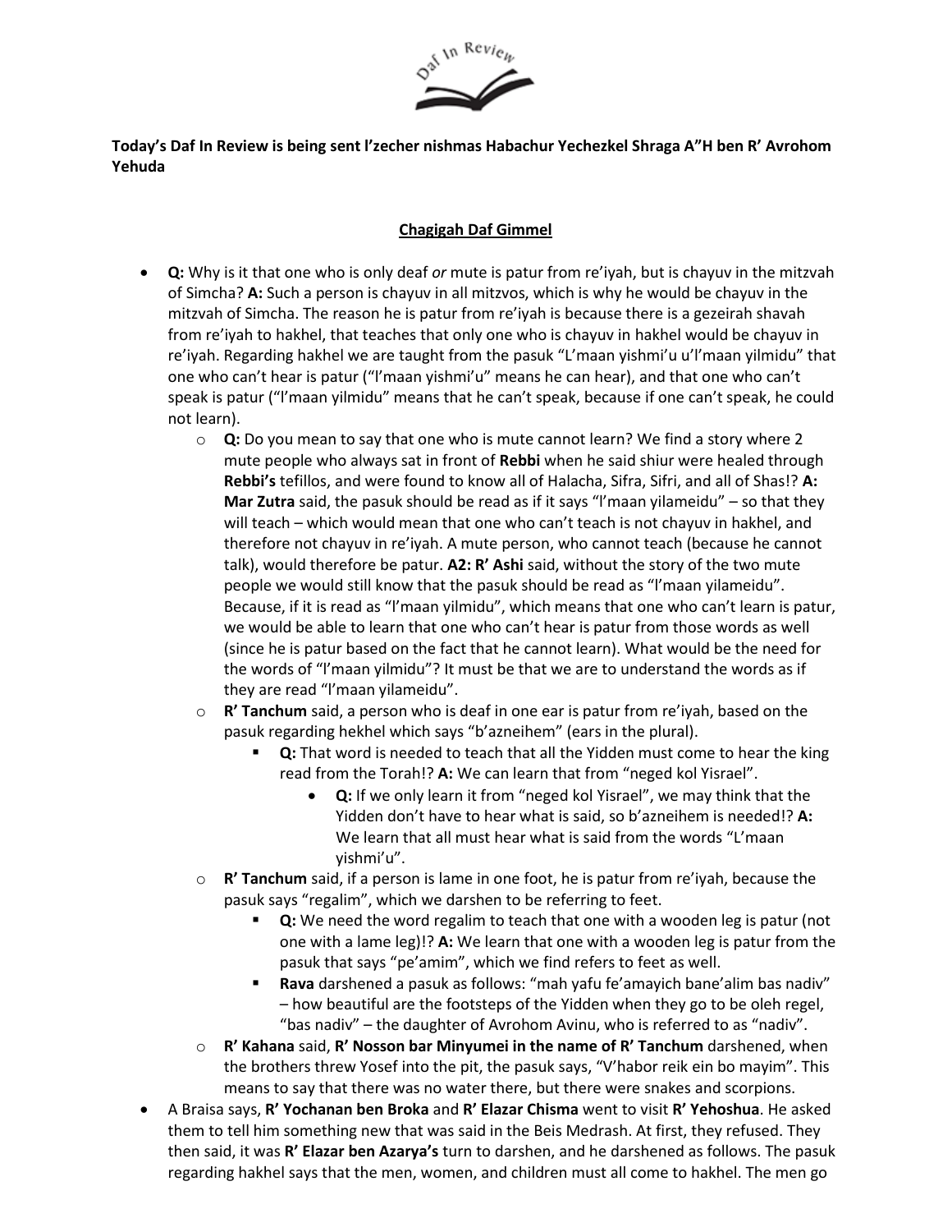**Today's Daf In Review is being sent l'zecher nishmas Habachur Yechezkel Shraga A"H ben R' Avrohom Yehuda**

## Chagigah Daf Gimmel

- **Q:** Why is it that one who is only deaf *or* mute is patur from re'iyah, but is chayuv in the mitzvah of Simcha? **A:** Such a person is chayuv in all mitzvos, which is why he would be chayuv in the mitzvah of Simcha. The reason he is patur from re'iyah is because there is a gezeirah shavah from re'iyah to hakhel, that teaches that only one who is chayuv in hakhel would be chayuv in re'iyah. Regarding hakhel we are taught from the pasuk "L'maan yishmi'u u'l'maan yilmidu" that one who can't hear is patur ("l'maan yishmi'u" means he can hear), and that one who can't speak is patur ("l'maan yilmidu" means that he can't speak, because if one can't speak, he could not learn).
  - **Q:** Do you mean to say that one who is mute cannot learn? We find a story where 2 mute people who always sat in front of **Rebbi** when he said shiur were healed through **Rebbi's** tefillos, and were found to know all of Halacha, Sifra, Sifri, and all of Shas!? **A: Mar Zutra** said, the pasuk should be read as if it says "l'maan yilameidu" – so that they will teach – which would mean that one who can't teach is not chayuv in hakhel, and therefore not chayuv in re'iyah. A mute person, who cannot teach (because he cannot talk), would therefore be patur. **A2: R' Ashi** said, without the story of the two mute people we would still know that the pasuk should be read as "l'maan yilameidu". Because, if it is read as "l'maan yilmidu", which means that one who can't learn is patur, we would be able to learn that one who can't hear is patur from those words as well (since he is patur based on the fact that he cannot learn). What would be the need for the words of "l'maan yilmidu"? It must be that we are to understand the words as if they are read "l'maan yilameidu".
  - **R' Tanchum** said, a person who is deaf in one ear is patur from re'iyah, based on the pasuk regarding hekhel which says "b'azneihem" (ears in the plural).
    - **Q:** That word is needed to teach that all the Yidden must come to hear the king read from the Torah!? **A:** We can learn that from "neged kol Yisrael".
      - **Q:** If we only learn it from "neged kol Yisrael", we may think that the Yidden don't have to hear what is said, so b'azneihem is needed!? **A:** We learn that all must hear what is said from the words "L'maan yishmi'u".
  - **R' Tanchum** said, if a person is lame in one foot, he is patur from re'iyah, because the pasuk says "regalim", which we darshen to be referring to feet.
    - **Q:** We need the word regalim to teach that one with a wooden leg is patur (not one with a lame leg)!? **A:** We learn that one with a wooden leg is patur from the pasuk that says "pe'amim", which we find refers to feet as well.
    - **Rava** darshened a pasuk as follows: "mah yafu fe'amayich bane'alim bas nadiv" – how beautiful are the footsteps of the Yidden when they go to be oleh regel, "bas nadiv" – the daughter of Avrohom Avinu, who is referred to as "nadiv".
  - **R' Kahana** said, **R' Nosson bar Minyumei in the name of R' Tanchum** darshened, when the brothers threw Yosef into the pit, the pasuk says, "V'habor reik ein bo mayim". This means to say that there was no water there, but there were snakes and scorpions.
- A Braisa says, **R' Yochanan ben Broka** and **R' Elazar Chisma** went to visit **R' Yehoshua**. He asked them to tell him something new that was said in the Beis Medrash. At first, they refused. They then said, it was **R' Elazar ben Azarya's** turn to darshen, and he darshened as follows. The pasuk regarding hakhel says that the men, women, and children must all come to hakhel. The men go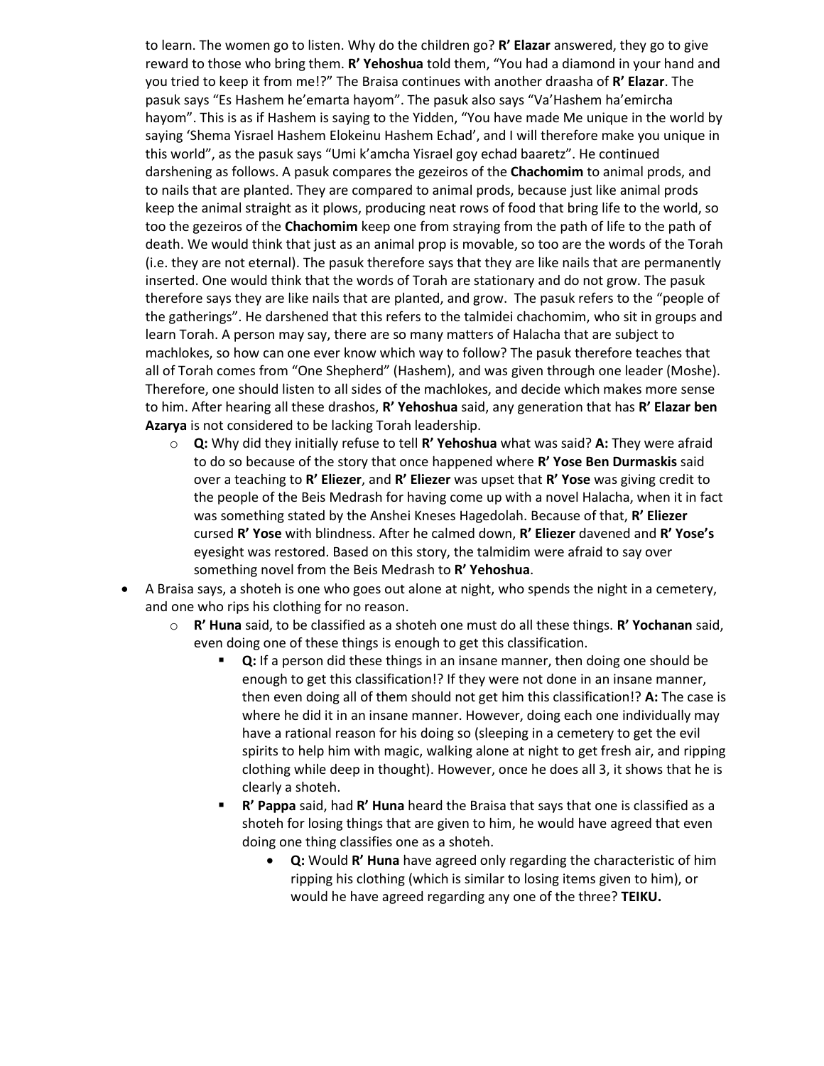to learn. The women go to listen. Why do the children go? **R' Elazar** answered, they go to give reward to those who bring them. **R' Yehoshua** told them, "You had a diamond in your hand and you tried to keep it from me!?" The Braisa continues with another draasha of **R' Elazar**. The pasuk says "Es Hashem he'emarta hayom". The pasuk also says "Va'Hashem ha'emircha hayom". This is as if Hashem is saying to the Yidden, "You have made Me unique in the world by saying 'Shema Yisrael Hashem Elokeinu Hashem Echad', and I will therefore make you unique in this world", as the pasuk says "Umi k'amcha Yisrael goy echad baaretz". He continued darshening as follows. A pasuk compares the gezeiros of the **Chachomim** to animal prods, and to nails that are planted. They are compared to animal prods, because just like animal prods keep the animal straight as it plows, producing neat rows of food that bring life to the world, so too the gezeiros of the **Chachomim** keep one from straying from the path of life to the path of death. We would think that just as an animal prop is movable, so too are the words of the Torah (i.e. they are not eternal). The pasuk therefore says that they are like nails that are permanently inserted. One would think that the words of Torah are stationary and do not grow. The pasuk therefore says they are like nails that are planted, and grow. The pasuk refers to the "people of the gatherings". He darshened that this refers to the talmidei chachomim, who sit in groups and learn Torah. A person may say, there are so many matters of Halacha that are subject to machlokes, so how can one ever know which way to follow? The pasuk therefore teaches that all of Torah comes from "One Shepherd" (Hashem), and was given through one leader (Moshe). Therefore, one should listen to all sides of the machlokes, and decide which makes more sense to him. After hearing all these drashos, **R' Yehoshua** said, any generation that has **R' Elazar ben Azarya** is not considered to be lacking Torah leadership.

  - **Q:** Why did they initially refuse to tell **R' Yehoshua** what was said? **A:** They were afraid to do so because of the story that once happened where **R' Yose Ben Durmaskis** said over a teaching to **R' Eliezer**, and **R' Eliezer** was upset that **R' Yose** was giving credit to the people of the Beis Medrash for having come up with a novel Halacha, when it in fact was something stated by the Anshei Kneses Hagedolah. Because of that, **R' Eliezer** cursed **R' Yose** with blindness. After he calmed down, **R' Eliezer** davened and **R' Yose's** eyesight was restored. Based on this story, the talmidim were afraid to say over something novel from the Beis Medrash to **R' Yehoshua**.

- A Braisa says, a shoteh is one who goes out alone at night, who spends the night in a cemetery, and one who rips his clothing for no reason.
  - **R' Huna** said, to be classified as a shoteh one must do all these things. **R' Yochanan** said, even doing one of these things is enough to get this classification.
    - **Q:** If a person did these things in an insane manner, then doing one should be enough to get this classification!? If they were not done in an insane manner, then even doing all of them should not get him this classification!? **A:** The case is where he did it in an insane manner. However, doing each one individually may have a rational reason for his doing so (sleeping in a cemetery to get the evil spirits to help him with magic, walking alone at night to get fresh air, and ripping clothing while deep in thought). However, once he does all 3, it shows that he is clearly a shoteh.
    - **R' Pappa** said, had **R' Huna** heard the Braisa that says that one is classified as a shoteh for losing things that are given to him, he would have agreed that even doing one thing classifies one as a shoteh.
      - **Q:** Would **R' Huna** have agreed only regarding the characteristic of him ripping his clothing (which is similar to losing items given to him), or would he have agreed regarding any one of the three? **TEIKU.**